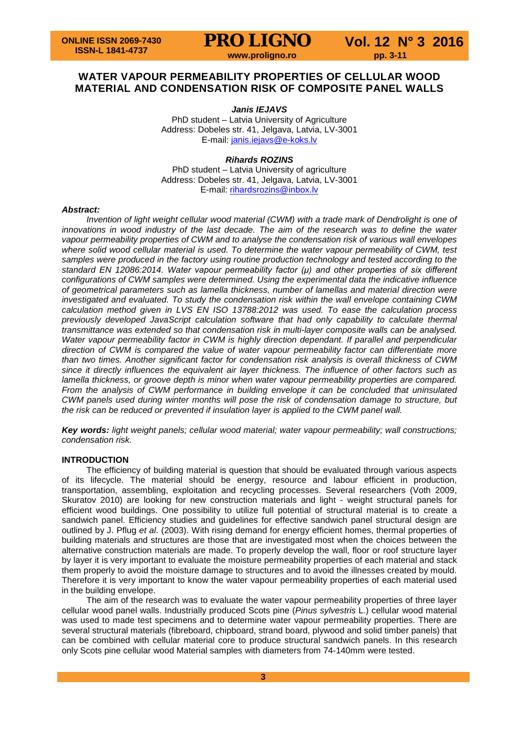# WATER VAPOUR PERMEABILITY PROPERTIES OF CELLULAR WOOD MATERIAL AND CONDENSATION RISK OF COMPOSITE PANEL WALLS

***Janis IEJAVS***
PhD student – Latvia University of Agriculture
Address: Dobeles str. 41, Jelgava, Latvia, LV-3001
E-mail: janis.iejavs@e-koks.lv

***Rihards ROZINS***
PhD student – Latvia University of agriculture
Address: Dobeles str. 41, Jelgava, Latvia, LV-3001
E-mail: rihardsrozins@inbox.lv

***Abstract:***

*Invention of light weight cellular wood material (CWM) with a trade mark of Dendrolight is one of innovations in wood industry of the last decade. The aim of the research was to define the water vapour permeability properties of CWM and to analyse the condensation risk of various wall envelopes where solid wood cellular material is used. To determine the water vapour permeability of CWM, test samples were produced in the factory using routine production technology and tested according to the standard EN 12086:2014. Water vapour permeability factor (μ) and other properties of six different configurations of CWM samples were determined. Using the experimental data the indicative influence of geometrical parameters such as lamella thickness, number of lamellas and material direction were investigated and evaluated. To study the condensation risk within the wall envelope containing CWM calculation method given in LVS EN ISO 13788:2012 was used. To ease the calculation process previously developed JavaScript calculation software that had only capability to calculate thermal transmittance was extended so that condensation risk in multi-layer composite walls can be analysed. Water vapour permeability factor in CWM is highly direction dependant. If parallel and perpendicular direction of CWM is compared the value of water vapour permeability factor can differentiate more than two times. Another significant factor for condensation risk analysis is overall thickness of CWM since it directly influences the equivalent air layer thickness. The influence of other factors such as lamella thickness, or groove depth is minor when water vapour permeability properties are compared. From the analysis of CWM performance in building envelope it can be concluded that uninsulated CWM panels used during winter months will pose the risk of condensation damage to structure, but the risk can be reduced or prevented if insulation layer is applied to the CWM panel wall.*

**Key words:** *light weight panels; cellular wood material; water vapour permeability; wall constructions; condensation risk.*

## INTRODUCTION

The efficiency of building material is question that should be evaluated through various aspects of its lifecycle. The material should be energy, resource and labour efficient in production, transportation, assembling, exploitation and recycling processes. Several researchers (Voth 2009, Skuratov 2010) are looking for new construction materials and light - weight structural panels for efficient wood buildings. One possibility to utilize full potential of structural material is to create a sandwich panel. Efficiency studies and guidelines for effective sandwich panel structural design are outlined by J. Pflug *et al*. (2003). With rising demand for energy efficient homes, thermal properties of building materials and structures are those that are investigated most when the choices between the alternative construction materials are made. To properly develop the wall, floor or roof structure layer by layer it is very important to evaluate the moisture permeability properties of each material and stack them properly to avoid the moisture damage to structures and to avoid the illnesses created by mould. Therefore it is very important to know the water vapour permeability properties of each material used in the building envelope.

The aim of the research was to evaluate the water vapour permeability properties of three layer cellular wood panel walls. Industrially produced Scots pine (*Pinus sylvestris* L.) cellular wood material was used to made test specimens and to determine water vapour permeability properties. There are several structural materials (fibreboard, chipboard, strand board, plywood and solid timber panels) that can be combined with cellular material core to produce structural sandwich panels. In this research only Scots pine cellular wood Material samples with diameters from 74-140mm were tested.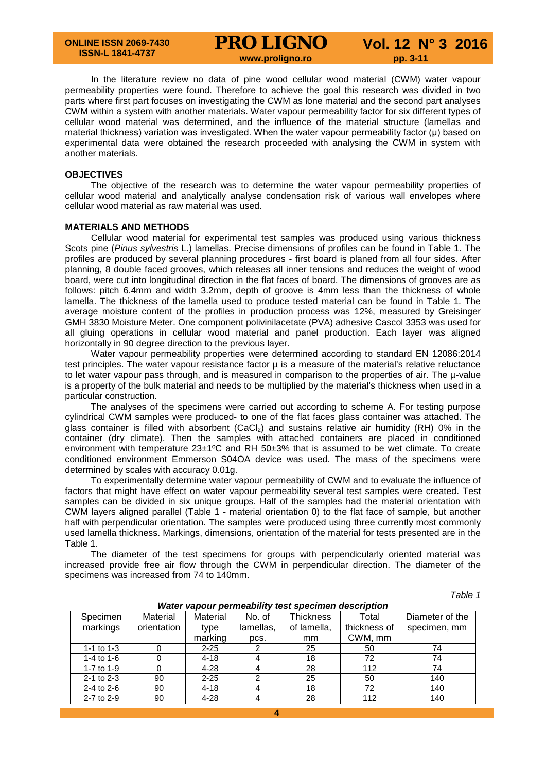In the literature review no data of pine wood cellular wood material (CWM) water vapour permeability properties were found. Therefore to achieve the goal this research was divided in two parts where first part focuses on investigating the CWM as lone material and the second part analyses CWM within a system with another materials. Water vapour permeability factor for six different types of cellular wood material was determined, and the influence of the material structure (lamellas and material thickness) variation was investigated. When the water vapour permeability factor (μ) based on experimental data were obtained the research proceeded with analysing the CWM in system with another materials.

## OBJECTIVES

The objective of the research was to determine the water vapour permeability properties of cellular wood material and analytically analyse condensation risk of various wall envelopes where cellular wood material as raw material was used.

## MATERIALS AND METHODS

Cellular wood material for experimental test samples was produced using various thickness Scots pine (*Pinus sylvestris* L.) lamellas. Precise dimensions of profiles can be found in Table 1. The profiles are produced by several planning procedures - first board is planed from all four sides. After planning, 8 double faced grooves, which releases all inner tensions and reduces the weight of wood board, were cut into longitudinal direction in the flat faces of board. The dimensions of grooves are as follows: pitch 6.4mm and width 3.2mm, depth of groove is 4mm less than the thickness of whole lamella. The thickness of the lamella used to produce tested material can be found in Table 1. The average moisture content of the profiles in production process was 12%, measured by Greisinger GMH 3830 Moisture Meter. One component polivinilacetate (PVA) adhesive Cascol 3353 was used for all gluing operations in cellular wood material and panel production. Each layer was aligned horizontally in 90 degree direction to the previous layer.

Water vapour permeability properties were determined according to standard EN 12086:2014 test principles. The water vapour resistance factor μ is a measure of the material's relative reluctance to let water vapour pass through, and is measured in comparison to the properties of air. The μ-value is a property of the bulk material and needs to be multiplied by the material's thickness when used in a particular construction.

The analyses of the specimens were carried out according to scheme A. For testing purpose cylindrical CWM samples were produced- to one of the flat faces glass container was attached. The glass container is filled with absorbent ($CaCl_2$) and sustains relative air humidity (RH) 0% in the container (dry climate). Then the samples with attached containers are placed in conditioned environment with temperature 23±1ºC and RH 50±3% that is assumed to be wet climate. To create conditioned environment Emmerson S04OA device was used. The mass of the specimens were determined by scales with accuracy 0.01g.

To experimentally determine water vapour permeability of CWM and to evaluate the influence of factors that might have effect on water vapour permeability several test samples were created. Test samples can be divided in six unique groups. Half of the samples had the material orientation with CWM layers aligned parallel (Table 1 - material orientation 0) to the flat face of sample, but another half with perpendicular orientation. The samples were produced using three currently most commonly used lamella thickness. Markings, dimensions, orientation of the material for tests presented are in the Table 1.

The diameter of the test specimens for groups with perpendicularly oriented material was increased provide free air flow through the CWM in perpendicular direction. The diameter of the specimens was increased from 74 to 140mm.

Table 1

***Water vapour permeability test specimen description***

| Specimen markings | Material orientation | Material type marking | No. of lamellas, pcs. | Thickness of lamella, mm | Total thickness of CWM, mm | Diameter of the specimen, mm |
|---|---|---|---|---|---|---|
| 1-1 to 1-3 | 0 | 2-25 | 2 | 25 | 50 | 74 |
| 1-4 to 1-6 | 0 | 4-18 | 4 | 18 | 72 | 74 |
| 1-7 to 1-9 | 0 | 4-28 | 4 | 28 | 112 | 74 |
| 2-1 to 2-3 | 90 | 2-25 | 2 | 25 | 50 | 140 |
| 2-4 to 2-6 | 90 | 4-18 | 4 | 18 | 72 | 140 |
| 2-7 to 2-9 | 90 | 4-28 | 4 | 28 | 112 | 140 |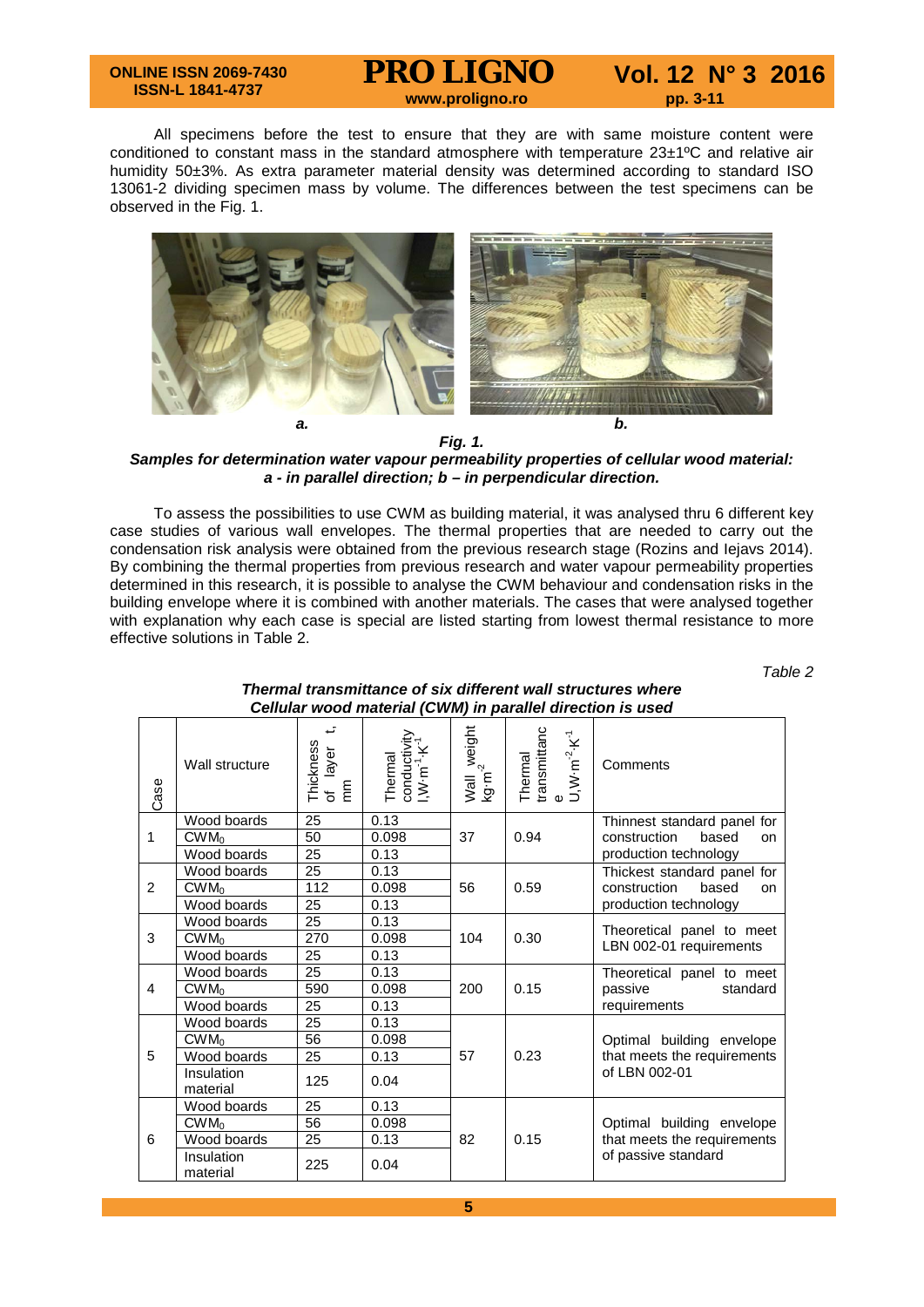All specimens before the test to ensure that they are with same moisture content were conditioned to constant mass in the standard atmosphere with temperature 23±1ºC and relative air humidity 50±3%. As extra parameter material density was determined according to standard ISO 13061-2 dividing specimen mass by volume. The differences between the test specimens can be observed in the Fig. 1.

***Fig. 1.***
***Samples for determination water vapour permeability properties of cellular wood material: a - in parallel direction; b – in perpendicular direction.***

To assess the possibilities to use CWM as building material, it was analysed thru 6 different key case studies of various wall envelopes. The thermal properties that are needed to carry out the condensation risk analysis were obtained from the previous research stage (Rozins and Iejavs 2014). By combining the thermal properties from previous research and water vapour permeability properties determined in this research, it is possible to analyse the CWM behaviour and condensation risks in the building envelope where it is combined with another materials. The cases that were analysed together with explanation why each case is special are listed starting from lowest thermal resistance to more effective solutions in Table 2.

*Table 2*

***Thermal transmittance of six different wall structures where Cellular wood material (CWM) in parallel direction is used***

| Case | Wall structure | Thickness of layer t, mm | Thermal conductivity l,$W \cdot m^{-1} \cdot K^{-1}$ | Wall weight $kg \cdot m^{-2}$ | Thermal transmittance U,$W \cdot m^{-2} \cdot K^{-1}$ | Comments |
|---|---|---|---|---|---|---|
| 1 | Wood boards | 25 | 0.13 | 37 | 0.94 | Thinnest standard panel for construction based on production technology |
| | $CWM_0$ | 50 | 0.098 | | | |
| | Wood boards | 25 | 0.13 | | | |
| 2 | Wood boards | 25 | 0.13 | 56 | 0.59 | Thickest standard panel for construction based on production technology |
| | $CWM_0$ | 112 | 0.098 | | | |
| | Wood boards | 25 | 0.13 | | | |
| 3 | Wood boards | 25 | 0.13 | 104 | 0.30 | Theoretical panel to meet LBN 002-01 requirements |
| | $CWM_0$ | 270 | 0.098 | | | |
| | Wood boards | 25 | 0.13 | | | |
| 4 | Wood boards | 25 | 0.13 | 200 | 0.15 | Theoretical panel to meet passive standard requirements |
| | $CWM_0$ | 590 | 0.098 | | | |
| | Wood boards | 25 | 0.13 | | | |
| 5 | Wood boards | 25 | 0.13 | 57 | 0.23 | Optimal building envelope that meets the requirements of LBN 002-01 |
| | $CWM_0$ | 56 | 0.098 | | | |
| | Wood boards | 25 | 0.13 | | | |
| | Insulation material | 125 | 0.04 | | | |
| 6 | Wood boards | 25 | 0.13 | 82 | 0.15 | Optimal building envelope that meets the requirements of passive standard |
| | $CWM_0$ | 56 | 0.098 | | | |
| | Wood boards | 25 | 0.13 | | | |
| | Insulation material | 225 | 0.04 | | | |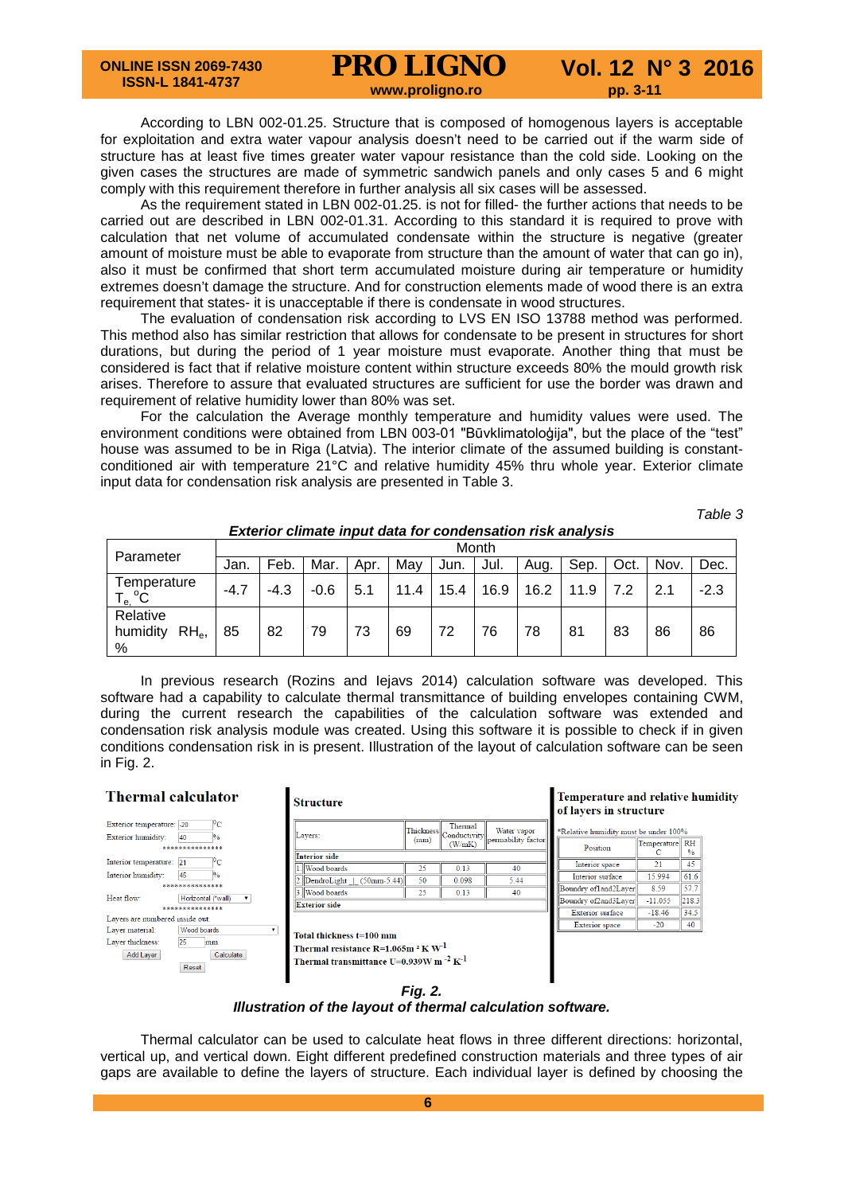According to LBN 002-01.25. Structure that is composed of homogenous layers is acceptable for exploitation and extra water vapour analysis doesn't need to be carried out if the warm side of structure has at least five times greater water vapour resistance than the cold side. Looking on the given cases the structures are made of symmetric sandwich panels and only cases 5 and 6 might comply with this requirement therefore in further analysis all six cases will be assessed.

As the requirement stated in LBN 002-01.25. is not for filled- the further actions that needs to be carried out are described in LBN 002-01.31. According to this standard it is required to prove with calculation that net volume of accumulated condensate within the structure is negative (greater amount of moisture must be able to evaporate from structure than the amount of water that can go in), also it must be confirmed that short term accumulated moisture during air temperature or humidity extremes doesn't damage the structure. And for construction elements made of wood there is an extra requirement that states- it is unacceptable if there is condensate in wood structures.

The evaluation of condensation risk according to LVS EN ISO 13788 method was performed. This method also has similar restriction that allows for condensate to be present in structures for short durations, but during the period of 1 year moisture must evaporate. Another thing that must be considered is fact that if relative moisture content within structure exceeds 80% the mould growth risk arises. Therefore to assure that evaluated structures are sufficient for use the border was drawn and requirement of relative humidity lower than 80% was set.

For the calculation the Average monthly temperature and humidity values were used. The environment conditions were obtained from LBN 003-01 "Būvklimatoloģija", but the place of the "test" house was assumed to be in Riga (Latvia). The interior climate of the assumed building is constant-conditioned air with temperature 21°C and relative humidity 45% thru whole year. Exterior climate input data for condensation risk analysis are presented in Table 3.

*Table 3*

***Exterior climate input data for condensation risk analysis***

| Parameter | Month | | | | | | | | | | | |
|---|---|---|---|---|---|---|---|---|---|---|---|---|
| | Jan. | Feb. | Mar. | Apr. | May | Jun. | Jul. | Aug. | Sep. | Oct. | Nov. | Dec. |
| Temperature $T_e$, °C | -4.7 | -4.3 | -0.6 | 5.1 | 11.4 | 15.4 | 16.9 | 16.2 | 11.9 | 7.2 | 2.1 | -2.3 |
| Relative humidity $RH_e$, % | 85 | 82 | 79 | 73 | 69 | 72 | 76 | 78 | 81 | 83 | 86 | 86 |

In previous research (Rozins and Iejavs 2014) calculation software was developed. This software had a capability to calculate thermal transmittance of building envelopes containing CWM, during the current research the capabilities of the calculation software was extended and condensation risk analysis module was created. Using this software it is possible to check if in given conditions condensation risk in is present. Illustration of the layout of calculation software can be seen in Fig. 2.

***Fig. 2.***
***Illustration of the layout of thermal calculation software.***

Thermal calculator can be used to calculate heat flows in three different directions: horizontal, vertical up, and vertical down. Eight different predefined construction materials and three types of air gaps are available to define the layers of structure. Each individual layer is defined by choosing the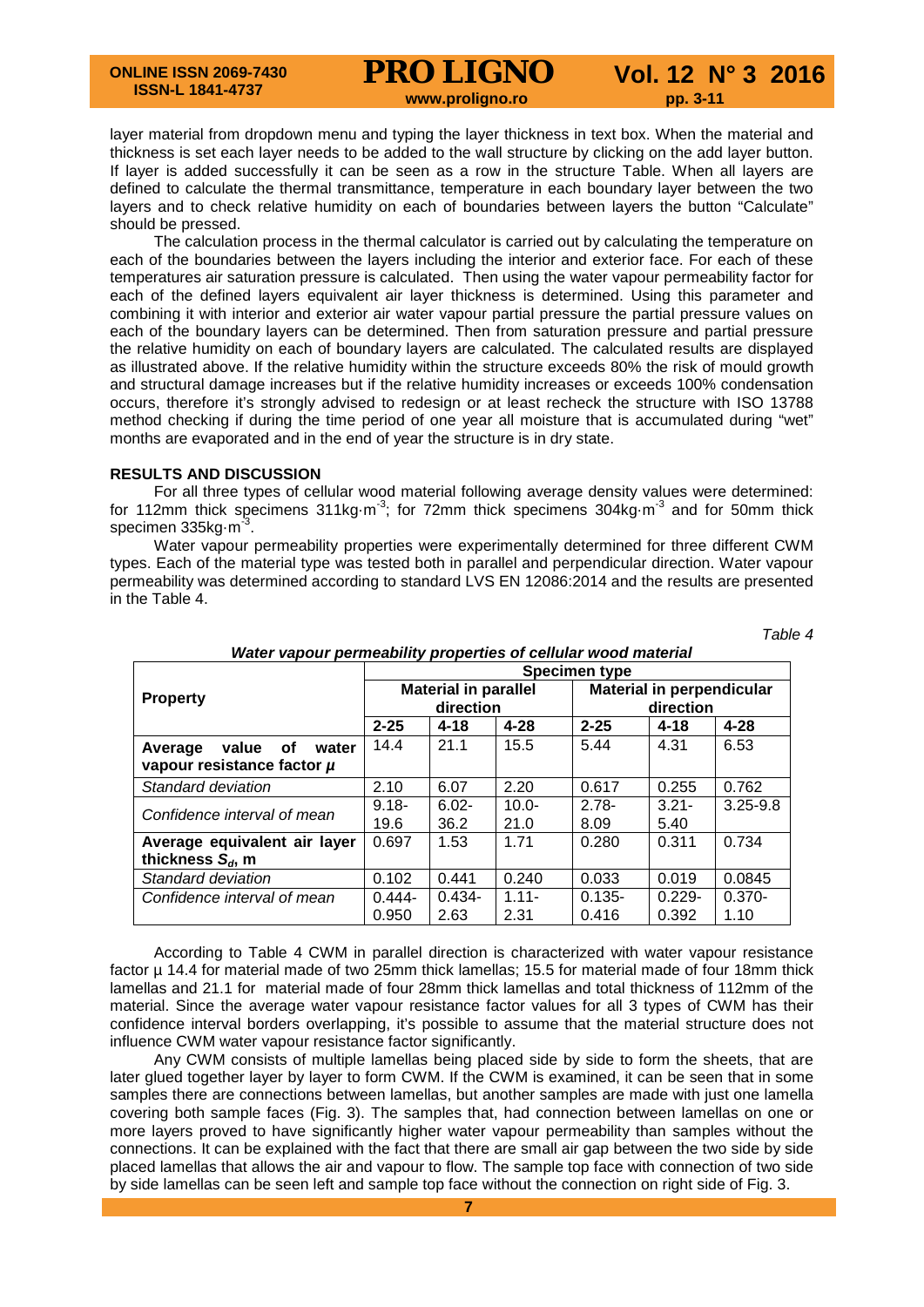layer material from dropdown menu and typing the layer thickness in text box. When the material and thickness is set each layer needs to be added to the wall structure by clicking on the add layer button. If layer is added successfully it can be seen as a row in the structure Table. When all layers are defined to calculate the thermal transmittance, temperature in each boundary layer between the two layers and to check relative humidity on each of boundaries between layers the button "Calculate" should be pressed.

The calculation process in the thermal calculator is carried out by calculating the temperature on each of the boundaries between the layers including the interior and exterior face. For each of these temperatures air saturation pressure is calculated. Then using the water vapour permeability factor for each of the defined layers equivalent air layer thickness is determined. Using this parameter and combining it with interior and exterior air water vapour partial pressure the partial pressure values on each of the boundary layers can be determined. Then from saturation pressure and partial pressure the relative humidity on each of boundary layers are calculated. The calculated results are displayed as illustrated above. If the relative humidity within the structure exceeds 80% the risk of mould growth and structural damage increases but if the relative humidity increases or exceeds 100% condensation occurs, therefore it's strongly advised to redesign or at least recheck the structure with ISO 13788 method checking if during the time period of one year all moisture that is accumulated during "wet" months are evaporated and in the end of year the structure is in dry state.

## RESULTS AND DISCUSSION

For all three types of cellular wood material following average density values were determined: for 112mm thick specimens 311kg·m$^{-3}$; for 72mm thick specimens 304kg·m$^{-3}$ and for 50mm thick specimen 335kg·m$^{-3}$.

Water vapour permeability properties were experimentally determined for three different CWM types. Each of the material type was tested both in parallel and perpendicular direction. Water vapour permeability was determined according to standard LVS EN 12086:2014 and the results are presented in the Table 4.

*Table 4*

***Water vapour permeability properties of cellular wood material***

| Property | Specimen type | | | | | |
|---|---|---|---|---|---|---|
| | Material in parallel direction | | | Material in perpendicular direction | | |
| | 2-25 | 4-18 | 4-28 | 2-25 | 4-18 | 4-28 |
| **Average value of water vapour resistance factor $\mu$** | 14.4 | 21.1 | 15.5 | 5.44 | 4.31 | 6.53 |
| *Standard deviation* | 2.10 | 6.07 | 2.20 | 0.617 | 0.255 | 0.762 |
| *Confidence interval of mean* | 9.18-19.6 | 6.02-36.2 | 10.0-21.0 | 2.78-8.09 | 3.21-5.40 | 3.25-9.8 |
| **Average equivalent air layer thickness $S_d$, m** | 0.697 | 1.53 | 1.71 | 0.280 | 0.311 | 0.734 |
| *Standard deviation* | 0.102 | 0.441 | 0.240 | 0.033 | 0.019 | 0.0845 |
| *Confidence interval of mean* | 0.444-0.950 | 0.434-2.63 | 1.11-2.31 | 0.135-0.416 | 0.229-0.392 | 0.370-1.10 |

According to Table 4 CWM in parallel direction is characterized with water vapour resistance factor µ 14.4 for material made of two 25mm thick lamellas; 15.5 for material made of four 18mm thick lamellas and 21.1 for material made of four 28mm thick lamellas and total thickness of 112mm of the material. Since the average water vapour resistance factor values for all 3 types of CWM has their confidence interval borders overlapping, it's possible to assume that the material structure does not influence CWM water vapour resistance factor significantly.

Any CWM consists of multiple lamellas being placed side by side to form the sheets, that are later glued together layer by layer to form CWM. If the CWM is examined, it can be seen that in some samples there are connections between lamellas, but another samples are made with just one lamella covering both sample faces (Fig. 3). The samples that, had connection between lamellas on one or more layers proved to have significantly higher water vapour permeability than samples without the connections. It can be explained with the fact that there are small air gap between the two side by side placed lamellas that allows the air and vapour to flow. The sample top face with connection of two side by side lamellas can be seen left and sample top face without the connection on right side of Fig. 3.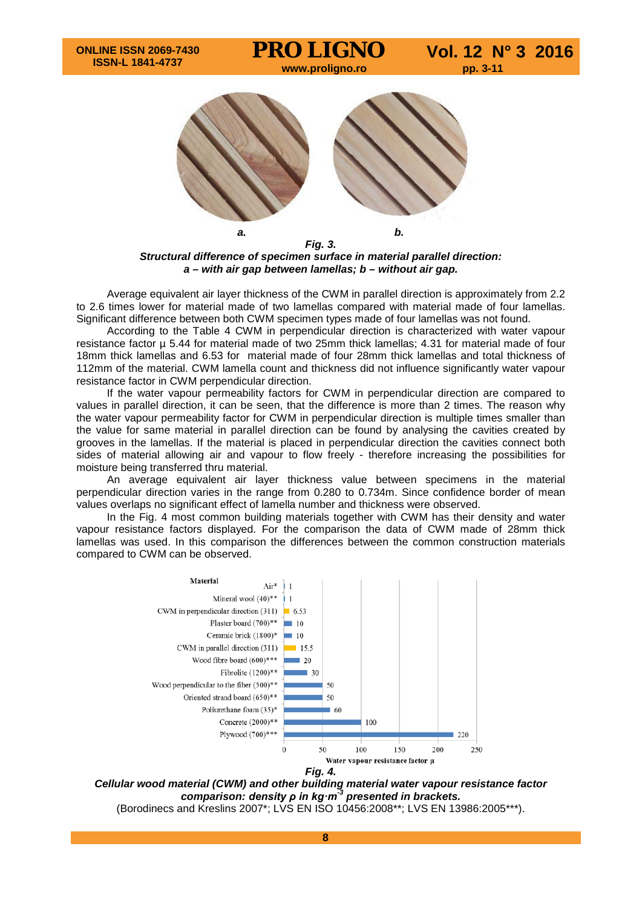*a.* *b.*

***Fig. 3.***
***Structural difference of specimen surface in material parallel direction:***
***a – with air gap between lamellas; b – without air gap.***

Average equivalent air layer thickness of the CWM in parallel direction is approximately from 2.2 to 2.6 times lower for material made of two lamellas compared with material made of four lamellas. Significant difference between both CWM specimen types made of four lamellas was not found.

According to the Table 4 CWM in perpendicular direction is characterized with water vapour resistance factor µ 5.44 for material made of two 25mm thick lamellas; 4.31 for material made of four 18mm thick lamellas and 6.53 for material made of four 28mm thick lamellas and total thickness of 112mm of the material. CWM lamella count and thickness did not influence significantly water vapour resistance factor in CWM perpendicular direction.

If the water vapour permeability factors for CWM in perpendicular direction are compared to values in parallel direction, it can be seen, that the difference is more than 2 times. The reason why the water vapour permeability factor for CWM in perpendicular direction is multiple times smaller than the value for same material in parallel direction can be found by analysing the cavities created by grooves in the lamellas. If the material is placed in perpendicular direction the cavities connect both sides of material allowing air and vapour to flow freely - therefore increasing the possibilities for moisture being transferred thru material.

An average equivalent air layer thickness value between specimens in the material perpendicular direction varies in the range from 0.280 to 0.734m. Since confidence border of mean values overlaps no significant effect of lamella number and thickness were observed.

In the Fig. 4 most common building materials together with CWM has their density and water vapour resistance factors displayed. For the comparison the data of CWM made of 28mm thick lamellas was used. In this comparison the differences between the common construction materials compared to CWM can be observed.

| Material | Water vapour resistance factor µ |
|---|---|
| Air* | 1 |
| Mineral wool (40)** | 1 |
| CWM in perpendicular direction (311) | 6.53 |
| Plaster board (700)** | 10 |
| Ceramic brick (1800)* | 10 |
| CWM in parallel direction (311) | 15.5 |
| Wood fibre board (600)*** | 20 |
| Fibrolite (1200)** | 30 |
| Wood perpendicular to the fiber (500)** | 50 |
| Oriented strand board (650)** | 50 |
| Poliurethane foam (35)* | 60 |
| Concrete (2000)** | 100 |
| Plywood (700)*** | 220 |

***Fig. 4.***
***Cellular wood material (CWM) and other building material water vapour resistance factor comparison: density ρ in kg·m$^{-3}$ presented in brackets.***
(Borodinecs and Kreslins 2007*; LVS EN ISO 10456:2008**; LVS EN 13986:2005***).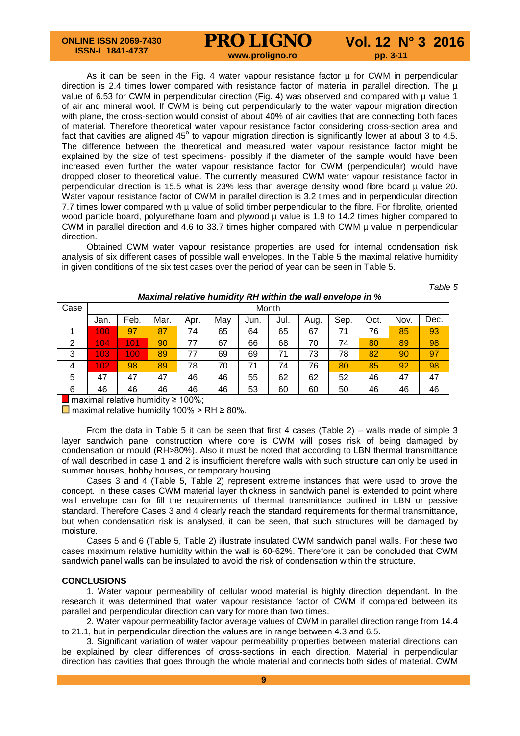As it can be seen in the Fig. 4 water vapour resistance factor μ for CWM in perpendicular direction is 2.4 times lower compared with resistance factor of material in parallel direction. The μ value of 6.53 for CWM in perpendicular direction (Fig. 4) was observed and compared with μ value 1 of air and mineral wool. If CWM is being cut perpendicularly to the water vapour migration direction with plane, the cross-section would consist of about 40% of air cavities that are connecting both faces of material. Therefore theoretical water vapour resistance factor considering cross-section area and fact that cavities are aligned 45° to vapour migration direction is significantly lower at about 3 to 4.5. The difference between the theoretical and measured water vapour resistance factor might be explained by the size of test specimens- possibly if the diameter of the sample would have been increased even further the water vapour resistance factor for CWM (perpendicular) would have dropped closer to theoretical value. The currently measured CWM water vapour resistance factor in perpendicular direction is 15.5 what is 23% less than average density wood fibre board μ value 20. Water vapour resistance factor of CWM in parallel direction is 3.2 times and in perpendicular direction 7.7 times lower compared with μ value of solid timber perpendicular to the fibre. For fibrolite, oriented wood particle board, polyurethane foam and plywood μ value is 1.9 to 14.2 times higher compared to CWM in parallel direction and 4.6 to 33.7 times higher compared with CWM μ value in perpendicular direction.

Obtained CWM water vapour resistance properties are used for internal condensation risk analysis of six different cases of possible wall envelopes. In the Table 5 the maximal relative humidity in given conditions of the six test cases over the period of year can be seen in Table 5.

*Table 5*

***Maximal relative humidity RH within the wall envelope in %***

| Case | Month | | | | | | | | | | | |
|---|---|---|---|---|---|---|---|---|---|---|---|---|
| | Jan. | Feb. | Mar. | Apr. | May | Jun. | Jul. | Aug. | Sep. | Oct. | Nov. | Dec. |
| 1 | 100 | 97 | 87 | 74 | 65 | 64 | 65 | 67 | 71 | 76 | 85 | 93 |
| 2 | 104 | 101 | 90 | 77 | 67 | 66 | 68 | 70 | 74 | 80 | 89 | 98 |
| 3 | 103 | 100 | 89 | 77 | 69 | 69 | 71 | 73 | 78 | 82 | 90 | 97 |
| 4 | 102 | 98 | 89 | 78 | 70 | 71 | 74 | 76 | 80 | 85 | 92 | 98 |
| 5 | 47 | 47 | 47 | 46 | 46 | 55 | 62 | 62 | 52 | 46 | 47 | 47 |
| 6 | 46 | 46 | 46 | 46 | 46 | 53 | 60 | 60 | 50 | 46 | 46 | 46 |

maximal relative humidity ≥ 100%;

maximal relative humidity 100% > RH ≥ 80%.

From the data in Table 5 it can be seen that first 4 cases (Table 2) – walls made of simple 3 layer sandwich panel construction where core is CWM will poses risk of being damaged by condensation or mould (RH>80%). Also it must be noted that according to LBN thermal transmittance of wall described in case 1 and 2 is insufficient therefore walls with such structure can only be used in summer houses, hobby houses, or temporary housing.

Cases 3 and 4 (Table 5, Table 2) represent extreme instances that were used to prove the concept. In these cases CWM material layer thickness in sandwich panel is extended to point where wall envelope can for fill the requirements of thermal transmittance outlined in LBN or passive standard. Therefore Cases 3 and 4 clearly reach the standard requirements for thermal transmittance, but when condensation risk is analysed, it can be seen, that such structures will be damaged by moisture.

Cases 5 and 6 (Table 5, Table 2) illustrate insulated CWM sandwich panel walls. For these two cases maximum relative humidity within the wall is 60-62%. Therefore it can be concluded that CWM sandwich panel walls can be insulated to avoid the risk of condensation within the structure.

## CONCLUSIONS

1. Water vapour permeability of cellular wood material is highly direction dependant. In the research it was determined that water vapour resistance factor of CWM if compared between its parallel and perpendicular direction can vary for more than two times.

2. Water vapour permeability factor average values of CWM in parallel direction range from 14.4 to 21.1, but in perpendicular direction the values are in range between 4.3 and 6.5.

3. Significant variation of water vapour permeability properties between material directions can be explained by clear differences of cross-sections in each direction. Material in perpendicular direction has cavities that goes through the whole material and connects both sides of material. CWM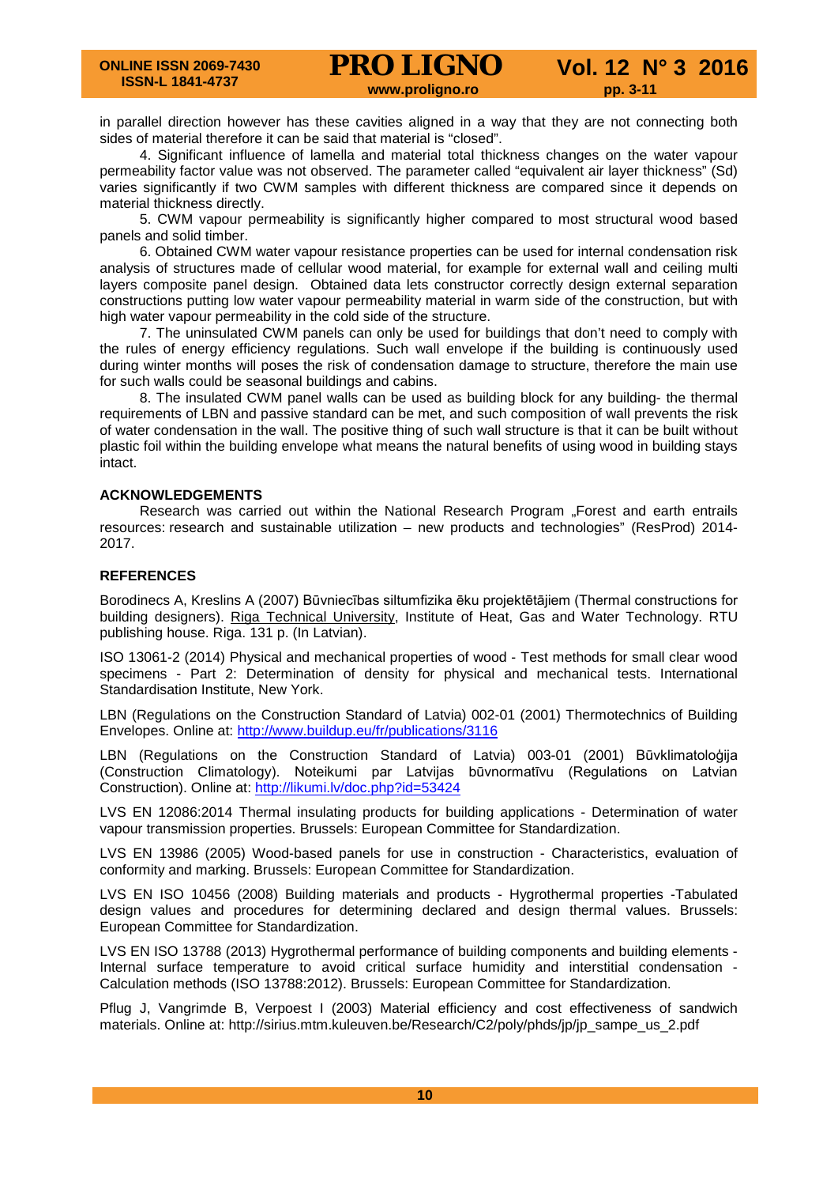in parallel direction however has these cavities aligned in a way that they are not connecting both sides of material therefore it can be said that material is "closed".

4. Significant influence of lamella and material total thickness changes on the water vapour permeability factor value was not observed. The parameter called "equivalent air layer thickness" (Sd) varies significantly if two CWM samples with different thickness are compared since it depends on material thickness directly.

5. CWM vapour permeability is significantly higher compared to most structural wood based panels and solid timber.

6. Obtained CWM water vapour resistance properties can be used for internal condensation risk analysis of structures made of cellular wood material, for example for external wall and ceiling multi layers composite panel design. Obtained data lets constructor correctly design external separation constructions putting low water vapour permeability material in warm side of the construction, but with high water vapour permeability in the cold side of the structure.

7. The uninsulated CWM panels can only be used for buildings that don't need to comply with the rules of energy efficiency regulations. Such wall envelope if the building is continuously used during winter months will poses the risk of condensation damage to structure, therefore the main use for such walls could be seasonal buildings and cabins.

8. The insulated CWM panel walls can be used as building block for any building- the thermal requirements of LBN and passive standard can be met, and such composition of wall prevents the risk of water condensation in the wall. The positive thing of such wall structure is that it can be built without plastic foil within the building envelope what means the natural benefits of using wood in building stays intact.

## ACKNOWLEDGEMENTS

Research was carried out within the National Research Program „Forest and earth entrails resources: research and sustainable utilization – new products and technologies" (ResProd) 2014-2017.

## REFERENCES

Borodinecs A, Kreslins A (2007) Būvniecības siltumfizika ēku projektētājiem (Thermal constructions for building designers). Riga Technical University, Institute of Heat, Gas and Water Technology. RTU publishing house. Riga. 131 p. (In Latvian).

ISO 13061-2 (2014) Physical and mechanical properties of wood - Test methods for small clear wood specimens - Part 2: Determination of density for physical and mechanical tests. International Standardisation Institute, New York.

LBN (Regulations on the Construction Standard of Latvia) 002-01 (2001) Thermotechnics of Building Envelopes. Online at: http://www.buildup.eu/fr/publications/3116

LBN (Regulations on the Construction Standard of Latvia) 003-01 (2001) Būvklimatoloģija (Construction Climatology). Noteikumi par Latvijas būvnormatīvu (Regulations on Latvian Construction). Online at: http://likumi.lv/doc.php?id=53424

LVS EN 12086:2014 Thermal insulating products for building applications - Determination of water vapour transmission properties. Brussels: European Committee for Standardization.

LVS EN 13986 (2005) Wood-based panels for use in construction - Characteristics, evaluation of conformity and marking. Brussels: European Committee for Standardization.

LVS EN ISO 10456 (2008) Building materials and products - Hygrothermal properties -Tabulated design values and procedures for determining declared and design thermal values. Brussels: European Committee for Standardization.

LVS EN ISO 13788 (2013) Hygrothermal performance of building components and building elements - Internal surface temperature to avoid critical surface humidity and interstitial condensation - Calculation methods (ISO 13788:2012). Brussels: European Committee for Standardization.

Pflug J, Vangrimde B, Verpoest I (2003) Material efficiency and cost effectiveness of sandwich materials. Online at: http://sirius.mtm.kuleuven.be/Research/C2/poly/phds/jp/jp_sampe_us_2.pdf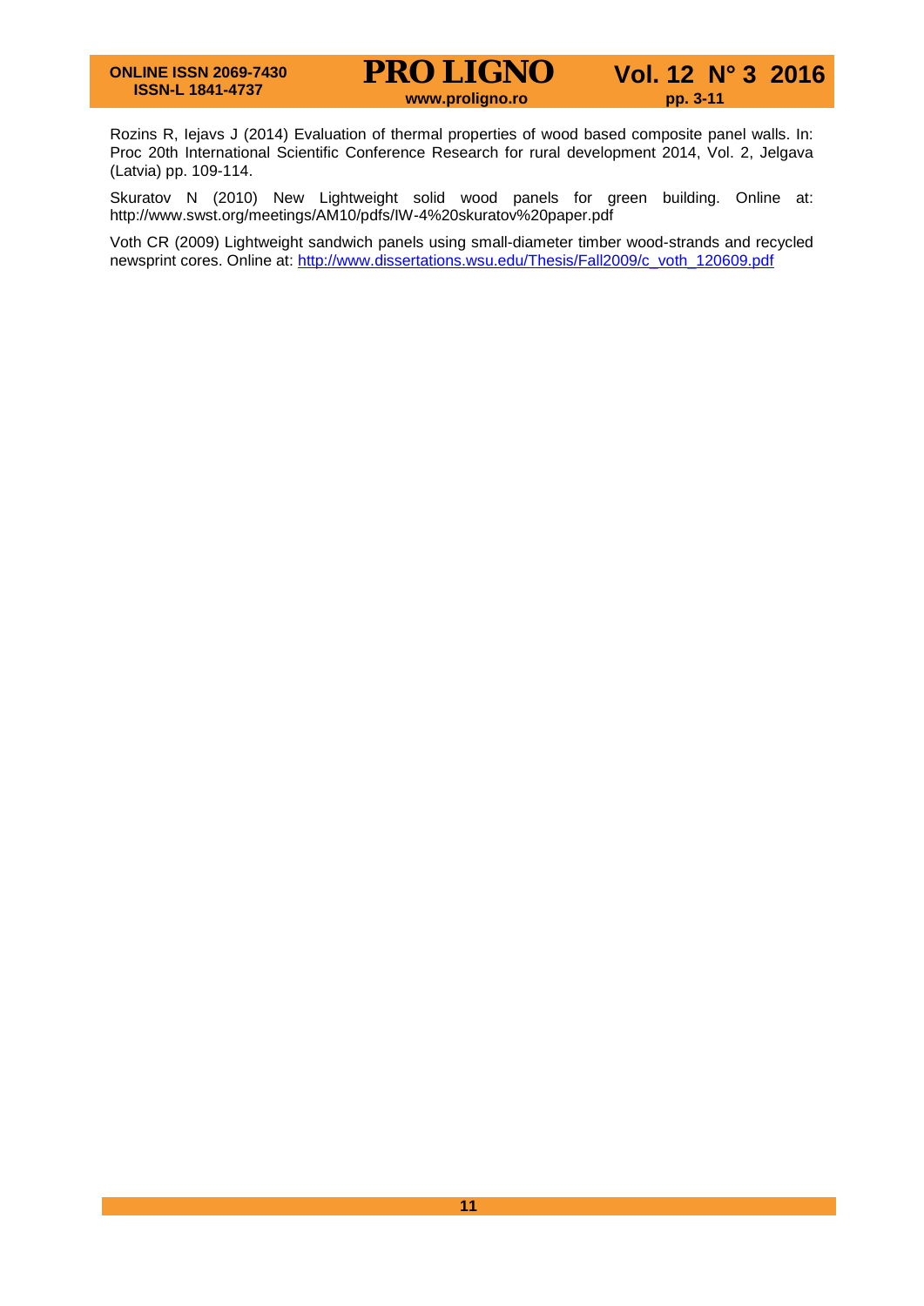Rozins R, Iejavs J (2014) Evaluation of thermal properties of wood based composite panel walls. In: Proc 20th International Scientific Conference Research for rural development 2014, Vol. 2, Jelgava (Latvia) pp. 109-114.

Skuratov N (2010) New Lightweight solid wood panels for green building. Online at: http://www.swst.org/meetings/AM10/pdfs/IW-4%20skuratov%20paper.pdf

Voth CR (2009) Lightweight sandwich panels using small-diameter timber wood-strands and recycled newsprint cores. Online at: http://www.dissertations.wsu.edu/Thesis/Fall2009/c_voth_120609.pdf